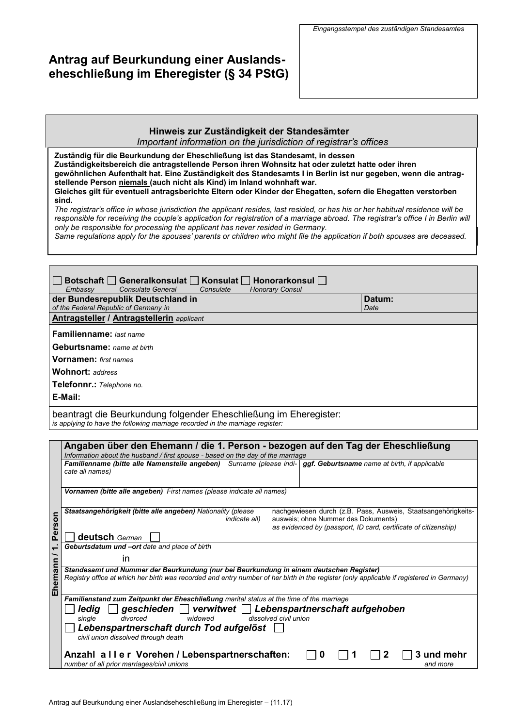*Eingangsstempel des zuständigen Standesamtes*

# Antrag auf Beurkundung einer Auslandseheschließung im Eheregister (§ 34 PStG)

## Hinweis zur Zuständigkeit der Standesämter
*Important information on the jurisdiction of registrar's offices*

**Zuständig für die Beurkundung der Eheschließung ist das Standesamt, in dessen Zuständigkeitsbereich die antragstellende Person ihren Wohnsitz hat oder zuletzt hatte oder ihren gewöhnlichen Aufenthalt hat. Eine Zuständigkeit des Standesamts I in Berlin ist nur gegeben, wenn die antragstellende Person niemals (auch nicht als Kind) im Inland wohnhaft war.**
**Gleiches gilt für eventuell antragsberichte Eltern oder Kinder der Ehegatten, sofern die Ehegatten verstorben sind.**

*The registrar's office in whose jurisdiction the applicant resides, last resided, or has his or her habitual residence will be responsible for receiving the couple's application for registration of a marriage abroad. The registrar's office I in Berlin will only be responsible for processing the applicant has never resided in Germany.*
*Same regulations apply for the spouses' parents or children who might file the application if both spouses are deceased.*

☐ **Botschaft** *Embassy* ☐ **Generalkonsulat** *Consulate General* ☐ **Konsulat** *Consulate* ☐ **Honorarkonsul** *Honorary Consul* ☐

| **der Bundesrepublik Deutschland in** *of the Federal Republic of Germany in* | **Datum:** *Date* |
|---|---|

**Antragsteller / Antragstellerin** *applicant*

**Familienname:** *last name*

**Geburtsname:** *name at birth*

**Vornamen:** *first names*

**Wohnort:** *address*

**Telefonnr.:** *Telephone no.*

**E-Mail:**

beantragt die Beurkundung folgender Eheschließung im Eheregister:
*is applying to have the following marriage recorded in the marriage register:*

## Ehemann / 1. Person

### Angaben über den Ehemann / die 1. Person - bezogen auf den Tag der Eheschließung
*Information about the husband / first spouse - based on the day of the marriage*

| ***Familienname (bitte alle Namensteile angeben)*** *Surname (please indicate all names)* | ***ggf. Geburtsname*** *name at birth, if applicable* |
|---|---|

***Vornamen (bitte alle angeben)*** *First names (please indicate all names)*

| ***Staatsangehörigkeit (bitte alle angeben)*** *Nationality (please indicate all)* | nachgewiesen durch (z.B. Pass, Ausweis, Staatsangehörigkeitsausweis; ohne Nummer des Dokuments) *as evidenced by (passport, ID card, certificate of citizenship)* |
|---|---|
| ☐ **deutsch** *German* ☐ | |

***Geburtsdatum und –ort*** *date and place of birth*

in

***Standesamt und Nummer der Beurkundung (nur bei Beurkundung in einem deutschen Register)***
*Registry office at which her birth was recorded and entry number of her birth in the register (only applicable if registered in Germany)*

***Familienstand zum Zeitpunkt der Eheschließung*** *marital status at the time of the marriage*

☐ ***ledig*** *single* ☐ ***geschieden*** *divorced* ☐ ***verwitwet*** *widowed* ☐ ***Lebenspartnerschaft aufgehoben*** *dissolved civil union*

☐ ***Lebenspartnerschaft durch Tod aufgelöst*** *civil union dissolved through death* ☐

**Anzahl aller Vorehen / Lebenspartnerschaften:** *number of all prior marriages/civil unions* ☐ **0** ☐ **1** ☐ **2** ☐ **3 und mehr** *and more*

Antrag auf Beurkundung einer Auslandseheschließung im Eheregister – (11.17)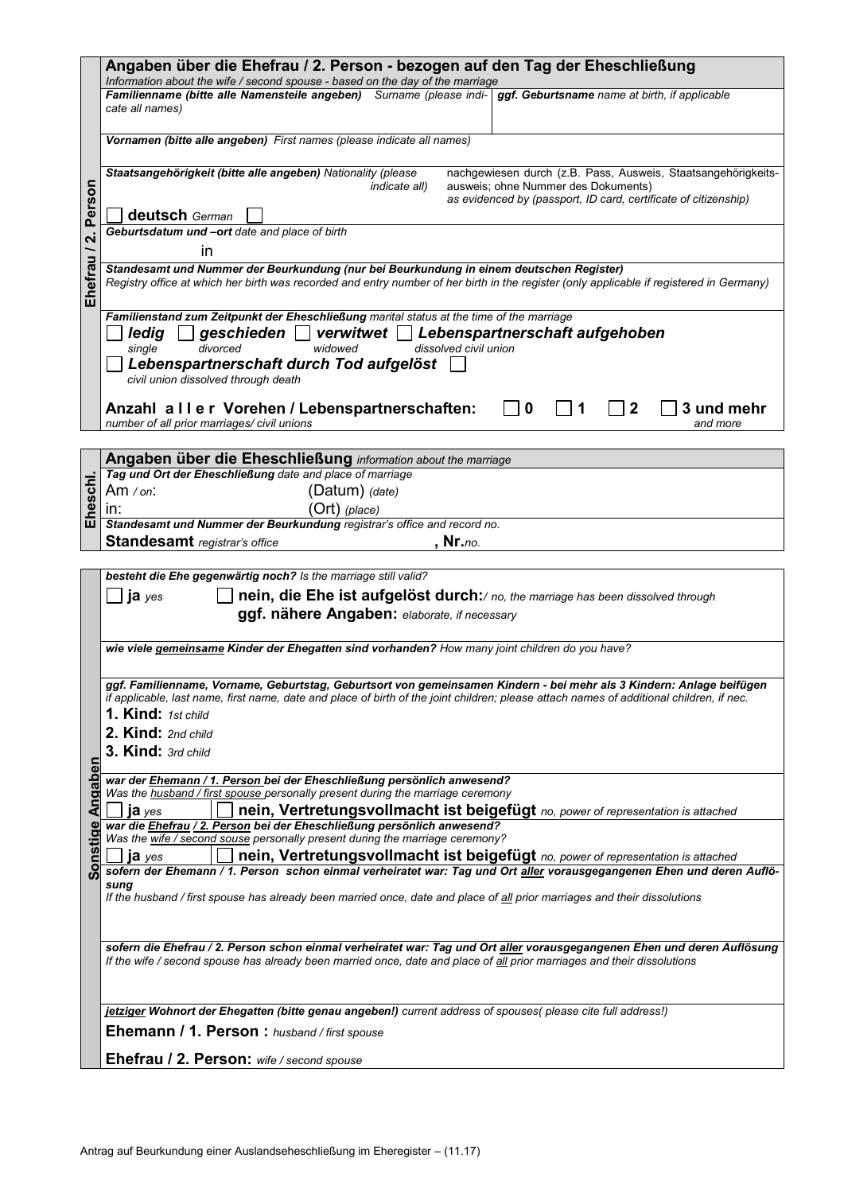## Ehefrau / 2. Person

### Angaben über die Ehefrau / 2. Person - bezogen auf den Tag der Eheschließung
*Information about the wife / second spouse - based on the day of the marriage*

| ***Familienname (bitte alle Namensteile angeben)*** *Surname (please indicate all names)* | ***ggf. Geburtsname*** *name at birth, if applicable* |
|---|---|
| | |

***Vornamen (bitte alle angeben)*** *First names (please indicate all names)*

| ***Staatsangehörigkeit (bitte alle angeben)*** *Nationality (please indicate all)* | nachgewiesen durch (z.B. Pass, Ausweis, Staatsangehörigkeitsausweis; ohne Nummer des Dokuments) *as evidenced by (passport, ID card, certificate of citizenship)* |
|---|---|
| ☐ **deutsch** *German* ☐ | |

***Geburtsdatum und –ort*** *date and place of birth*

in

***Standesamt und Nummer der Beurkundung (nur bei Beurkundung in einem deutschen Register)***
*Registry office at which her birth was recorded and entry number of her birth in the register (only applicable if registered in Germany)*

***Familienstand zum Zeitpunkt der Eheschließung*** *marital status at the time of the marriage*

☐ ***ledig*** *single* ☐ ***geschieden*** *divorced* ☐ ***verwitwet*** *widowed* ☐ ***Lebenspartnerschaft aufgehoben*** *dissolved civil union*

☐ ***Lebenspartnerschaft durch Tod aufgelöst*** ☐
*civil union dissolved through death*

**Anzahl a l l e r Vorehen / Lebenspartnerschaften:** ☐ **0** ☐ **1** ☐ **2** ☐ **3 und mehr**
*number of all prior marriages/ civil unions* *and more*

## Eheschl.

### Angaben über die Eheschließung *information about the marriage*

***Tag und Ort der Eheschließung*** *date and place of marriage*

Am */ on*: (Datum) *(date)*

in: (Ort) *(place)*

***Standesamt und Nummer der Beurkundung*** *registrar's office and record no.*

**Standesamt** *registrar's office* **, Nr.***no.*

## Sonstige Angaben

***besteht die Ehe gegenwärtig noch?*** *Is the marriage still valid?*

☐ **ja** *yes* ☐ **nein, die Ehe ist aufgelöst durch:***/ no, the marriage has been dissolved through*

**ggf. nähere Angaben:** *elaborate, if necessary*

***wie viele gemeinsame Kinder der Ehegatten sind vorhanden?*** *How many joint children do you have?*

***ggf. Familienname, Vorname, Geburtstag, Geburtsort von gemeinsamen Kindern - bei mehr als 3 Kindern: Anlage beifügen***
*if applicable, last name, first name, date and place of birth of the joint children; please attach names of additional children, if nec.*

**1. Kind:** *1st child*

**2. Kind:** *2nd child*

**3. Kind:** *3rd child*

***war der Ehemann / 1. Person bei der Eheschließung persönlich anwesend?***
*Was the husband / first spouse personally present during the marriage ceremony*

☐ **ja** *yes* ☐ **nein, Vertretungsvollmacht ist beigefügt** *no, power of representation is attached*

***war die Ehefrau / 2. Person bei der Eheschließung persönlich anwesend?***
*Was the wife / second souse personally present during the marriage ceremony?*

☐ **ja** *yes* ☐ **nein, Vertretungsvollmacht ist beigefügt** *no, power of representation is attached*

***sofern der Ehemann / 1. Person schon einmal verheiratet war: Tag und Ort aller vorausgegangenen Ehen und deren Auflösung***
*If the husband / first spouse has already been married once, date and place of all prior marriages and their dissolutions*

***sofern die Ehefrau / 2. Person schon einmal verheiratet war: Tag und Ort aller vorausgegangenen Ehen und deren Auflösung***
*If the wife / second spouse has already been married once, date and place of all prior marriages and their dissolutions*

***jetziger Wohnort der Ehegatten (bitte genau angeben!)*** *current address of spouses( please cite full address!)*

**Ehemann / 1. Person :** *husband / first spouse*

**Ehefrau / 2. Person:** *wife / second spouse*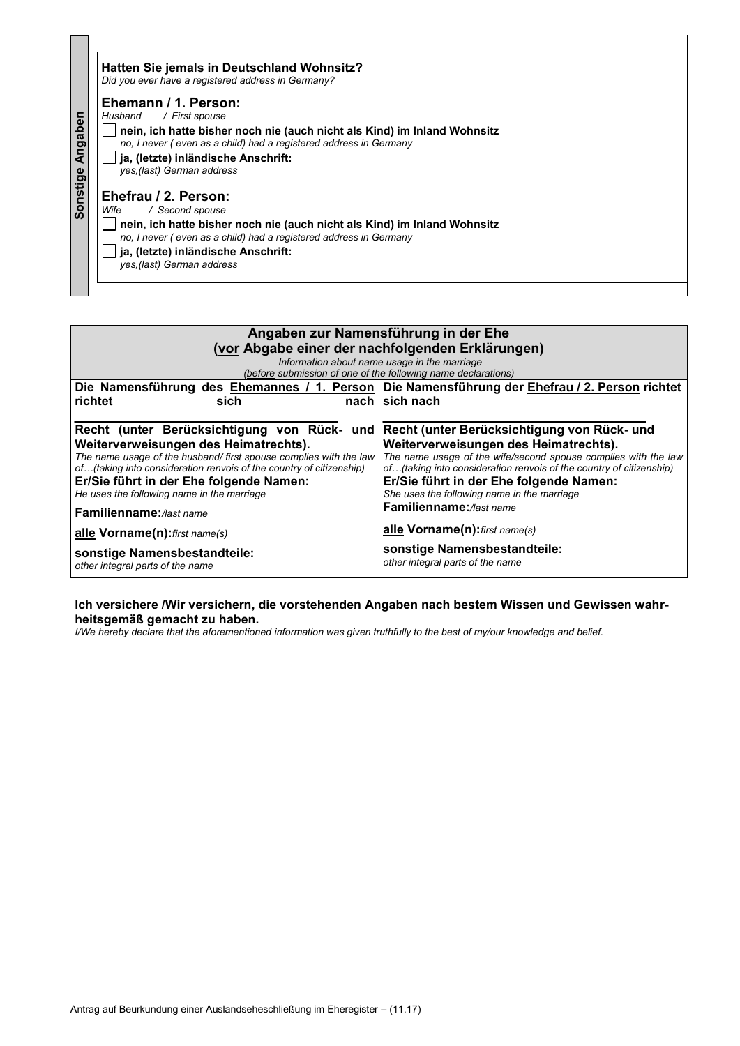**Sonstige Angaben**

**Hatten Sie jemals in Deutschland Wohnsitz?**
*Did you ever have a registered address in Germany?*

### Ehemann / 1. Person:
*Husband / First spouse*

- ☐ **nein, ich hatte bisher noch nie (auch nicht als Kind) im Inland Wohnsitz**
  *no, I never ( even as a child) had a registered address in Germany*
- ☐ **ja, (letzte) inländische Anschrift:**
  *yes,(last) German address*

### Ehefrau / 2. Person:
*Wife / Second spouse*

- ☐ **nein, ich hatte bisher noch nie (auch nicht als Kind) im Inland Wohnsitz**
  *no, I never ( even as a child) had a registered address in Germany*
- ☐ **ja, (letzte) inländische Anschrift:**
  *yes,(last) German address*

## Angaben zur Namensführung in der Ehe (vor Abgabe einer der nachfolgenden Erklärungen)

*Information about name usage in the marriage*
*(before submission of one of the following name declarations)*

| Die Namensführung des Ehemannes / 1. Person richtet sich nach | Die Namensführung der Ehefrau / 2. Person richtet sich nach |
|---|---|
| ______________________ | ______________________ |
| **Recht (unter Berücksichtigung von Rück- und Weiterverweisungen des Heimatrechts).** *The name usage of the husband/ first spouse complies with the law of…(taking into consideration renvois of the country of citizenship)* | **Recht (unter Berücksichtigung von Rück- und Weiterverweisungen des Heimatrechts).** *The name usage of the wife/second spouse complies with the law of…(taking into consideration renvois of the country of citizenship)* |
| **Er/Sie führt in der Ehe folgende Namen:** *He uses the following name in the marriage* | **Er/Sie führt in der Ehe folgende Namen:** *She uses the following name in the marriage* |
| **Familienname:** */last name* | **Familienname:** */last name* |
| **alle Vorname(n):** *first name(s)* | **alle Vorname(n):** *first name(s)* |
| **sonstige Namensbestandteile:** *other integral parts of the name* | **sonstige Namensbestandteile:** *other integral parts of the name* |

**Ich versichere /Wir versichern, die vorstehenden Angaben nach bestem Wissen und Gewissen wahrheitsgemäß gemacht zu haben.**
*I/We hereby declare that the aforementioned information was given truthfully to the best of my/our knowledge and belief.*

Antrag auf Beurkundung einer Auslandseheschließung im Eheregister – (11.17)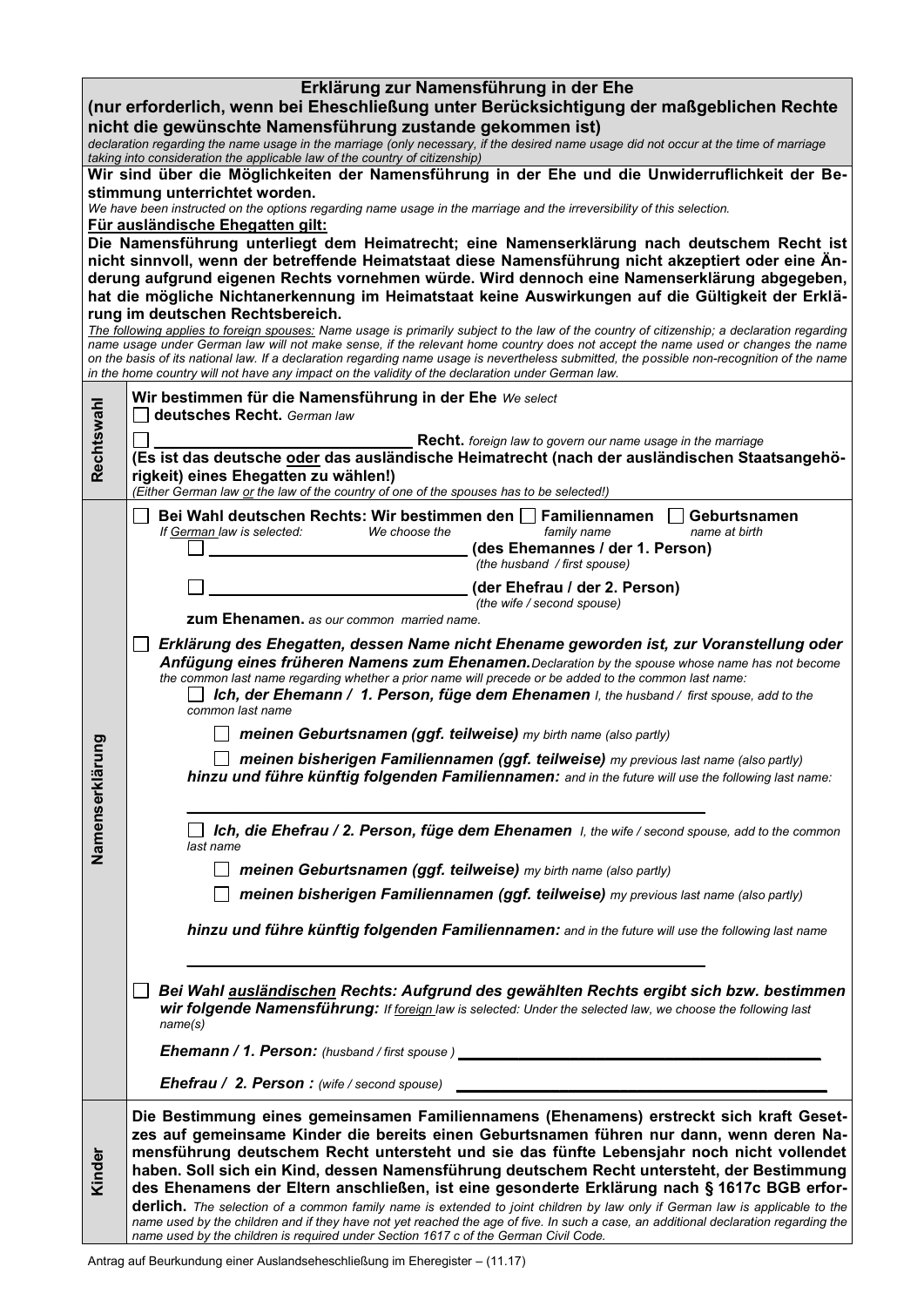## Erklärung zur Namensführung in der Ehe

**(nur erforderlich, wenn bei Eheschließung unter Berücksichtigung der maßgeblichen Rechte nicht die gewünschte Namensführung zustande gekommen ist)**

*declaration regarding the name usage in the marriage (only necessary, if the desired name usage did not occur at the time of marriage taking into consideration the applicable law of the country of citizenship)*

**Wir sind über die Möglichkeiten der Namensführung in der Ehe und die Unwiderruflichkeit der Bestimmung unterrichtet worden.**

*We have been instructed on the options regarding name usage in the marriage and the irreversibility of this selection.*

**Für ausländische Ehegatten gilt:**

**Die Namensführung unterliegt dem Heimatrecht; eine Namenserklärung nach deutschem Recht ist nicht sinnvoll, wenn der betreffende Heimatstaat diese Namensführung nicht akzeptiert oder eine Änderung aufgrund eigenen Rechts vornehmen würde. Wird dennoch eine Namenserklärung abgegeben, hat die mögliche Nichtanerkennung im Heimatstaat keine Auswirkungen auf die Gültigkeit der Erklärung im deutschen Rechtsbereich.**

*The following applies to foreign spouses: Name usage is primarily subject to the law of the country of citizenship; a declaration regarding name usage under German law will not make sense, if the relevant home country does not accept the name used or changes the name on the basis of its national law. If a declaration regarding name usage is nevertheless submitted, the possible non-recognition of the name in the home country will not have any impact on the validity of the declaration under German law.*

### Rechtswahl

**Wir bestimmen für die Namensführung in der Ehe** *We select*

☐ **deutsches Recht.** *German law*

☐ ______________________ **Recht.** *foreign law to govern our name usage in the marriage*

**(Es ist das deutsche oder das ausländische Heimatrecht (nach der ausländischen Staatsangehörigkeit) eines Ehegatten zu wählen!)**

*(Either German law or the law of the country of one of the spouses has to be selected!)*

### Namenserklärung

☐ **Bei Wahl deutschen Rechts: Wir bestimmen den** ☐ **Familiennamen** ☐ **Geburtsnamen**
*If German law is selected: We choose the family name name at birth*

☐ ______________________ **(des Ehemannes / der 1. Person)** *(the husband / first spouse)*

☐ ______________________ **(der Ehefrau / der 2. Person)** *(the wife / second spouse)*

**zum Ehenamen.** *as our common married name.*

☐ ***Erklärung des Ehegatten, dessen Name nicht Ehename geworden ist, zur Voranstellung oder Anfügung eines früheren Namens zum Ehenamen.*** *Declaration by the spouse whose name has not become the common last name regarding whether a prior name will precede or be added to the common last name:*

☐ ***Ich, der Ehemann / 1. Person, füge dem Ehenamen*** *I, the husband / first spouse, add to the common last name*

☐ ***meinen Geburtsnamen (ggf. teilweise)*** *my birth name (also partly)*

☐ ***meinen bisherigen Familiennamen (ggf. teilweise)*** *my previous last name (also partly)*

***hinzu und führe künftig folgenden Familiennamen:*** *and in the future will use the following last name:*

______________________________________

☐ ***Ich, die Ehefrau / 2. Person, füge dem Ehenamen*** *I, the wife / second spouse, add to the common last name*

☐ ***meinen Geburtsnamen (ggf. teilweise)*** *my birth name (also partly)*

☐ ***meinen bisherigen Familiennamen (ggf. teilweise)*** *my previous last name (also partly)*

***hinzu und führe künftig folgenden Familiennamen:*** *and in the future will use the following last name*

______________________________________

☐ ***Bei Wahl ausländischen Rechts: Aufgrund des gewählten Rechts ergibt sich bzw. bestimmen wir folgende Namensführung:*** *If foreign law is selected: Under the selected law, we choose the following last name(s)*

***Ehemann / 1. Person:*** *(husband / first spouse)* ______________________

***Ehefrau / 2. Person :*** *(wife / second spouse)* ______________________

### Kinder

**Die Bestimmung eines gemeinsamen Familiennamens (Ehenamens) erstreckt sich kraft Gesetzes auf gemeinsame Kinder die bereits einen Geburtsnamen führen nur dann, wenn deren Namensführung deutschem Recht untersteht und sie das fünfte Lebensjahr noch nicht vollendet haben. Soll sich ein Kind, dessen Namensführung deutschem Recht untersteht, der Bestimmung des Ehenamens der Eltern anschließen, ist eine gesonderte Erklärung nach § 1617c BGB erforderlich.** *The selection of a common family name is extended to joint children by law only if German law is applicable to the name used by the children and if they have not yet reached the age of five. In such a case, an additional declaration regarding the name used by the children is required under Section 1617 c of the German Civil Code.*

Antrag auf Beurkundung einer Auslandseheschließung im Eheregister – (11.17)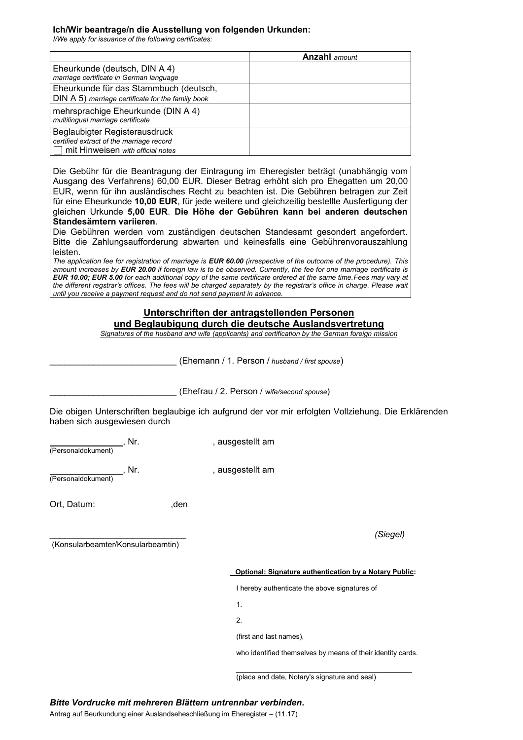**Ich/Wir beantrage/n die Ausstellung von folgenden Urkunden:**
*I/We apply for issuance of the following certificates:*

| | **Anzahl** *amount* |
|---|---|
| Eheurkunde (deutsch, DIN A 4) *marriage certificate in German language* | |
| Eheurkunde für das Stammbuch (deutsch, DIN A 5) *marriage certificate for the family book* | |
| mehrsprachige Eheurkunde (DIN A 4) *multilingual marriage certificate* | |
| Beglaubigter Registerausdruck *certified extract of the marriage record* ☐ mit Hinweisen *with official notes* | |

Die Gebühr für die Beantragung der Eintragung im Eheregister beträgt (unabhängig vom Ausgang des Verfahrens) 60,00 EUR. Dieser Betrag erhöht sich pro Ehegatten um 20,00 EUR, wenn für ihn ausländisches Recht zu beachten ist. Die Gebühren betragen zur Zeit für eine Eheurkunde **10,00 EUR**, für jede weitere und gleichzeitig bestellte Ausfertigung der gleichen Urkunde **5,00 EUR**. **Die Höhe der Gebühren kann bei anderen deutschen Standesämtern variieren**.
Die Gebühren werden vom zuständigen deutschen Standesamt gesondert angefordert. Bitte die Zahlungsaufforderung abwarten und keinesfalls eine Gebührenvorauszahlung leisten.
*The application fee for registration of marriage is **EUR 60.00** (irrespective of the outcome of the procedure). This amount increases by **EUR 20.00** if foreign law is to be observed. Currently, the fee for one marriage certificate is **EUR 10.00; EUR 5.00** for each additional copy of the same certificate ordered at the same time.Fees may vary at the different regstrar's offices. The fees will be charged separately by the registrar's office in charge. Please wait until you receive a payment request and do not send payment in advance.*

## Unterschriften der antragstellenden Personen und Beglaubigung durch die deutsche Auslandsvertretung

*Signatures of the husband and wife (applicants) and certification by the German foreign mission*

__________________________ (Ehemann / 1. Person / *husband / first spouse*)

__________________________ (Ehefrau / 2. Person / *wife/second spouse*)

Die obigen Unterschriften beglaubige ich aufgrund der vor mir erfolgten Vollziehung. Die Erklärenden haben sich ausgewiesen durch

_______________, Nr. , ausgestellt am
(Personaldokument)

_______________, Nr. , ausgestellt am
(Personaldokument)

Ort, Datum: ,den

_____________________________ (Siegel)
(Konsularbeamter/Konsularbeamtin)

**Optional: Signature authentication by a Notary Public:**

I hereby authenticate the above signatures of

1.

2.

(first and last names),

who identified themselves by means of their identity cards.

____________________________________________
(place and date, Notary's signature and seal)

***Bitte Vordrucke mit mehreren Blättern untrennbar verbinden.***

Antrag auf Beurkundung einer Auslandseheschließung im Eheregister – (11.17)